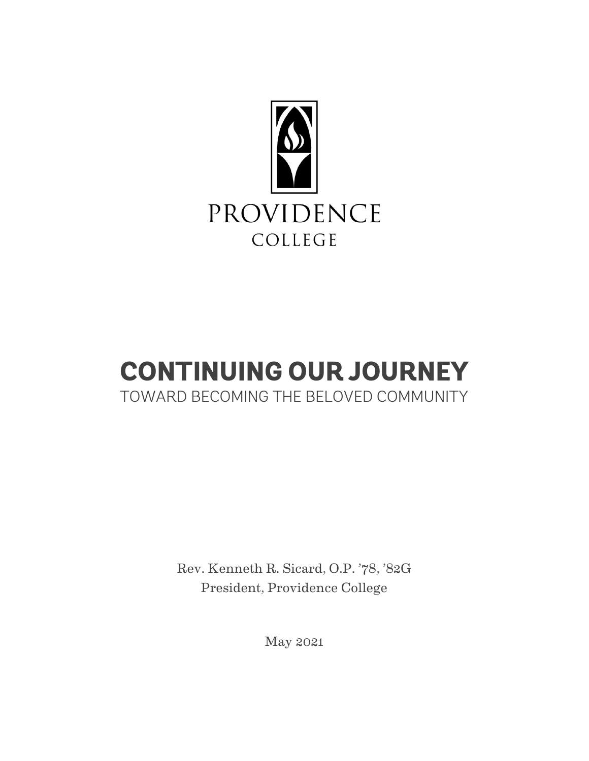PROVIDENCE
COLLEGE

# CONTINUING OUR JOURNEY

## TOWARD BECOMING THE BELOVED COMMUNITY

Rev. Kenneth R. Sicard, O.P. '78, '82G
President, Providence College

May 2021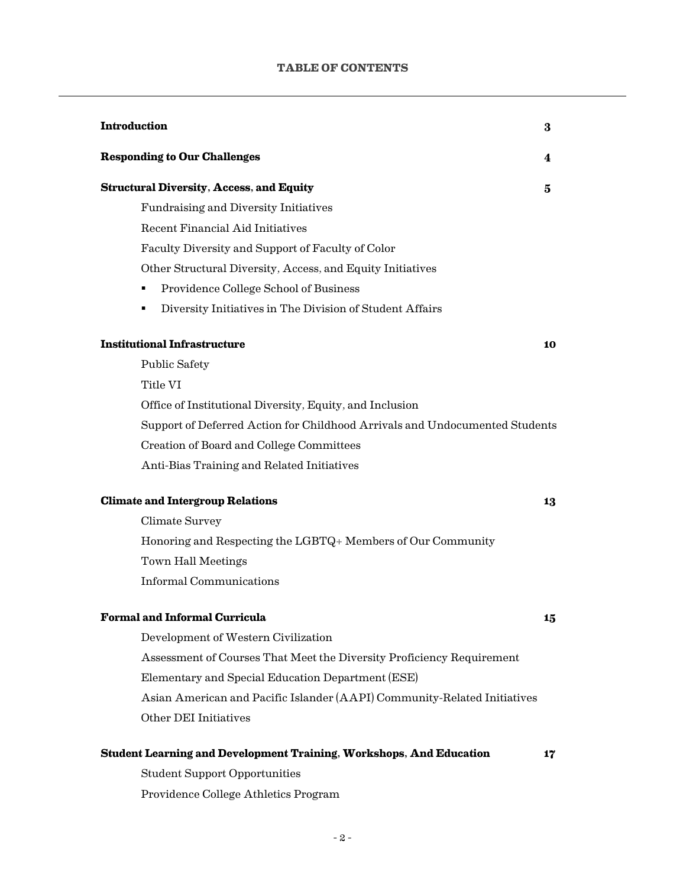## TABLE OF CONTENTS

| | |
|---|---|
| **Introduction** | **3** |
| **Responding to Our Challenges** | **4** |
| **Structural Diversity, Access, and Equity** | **5** |
| Fundraising and Diversity Initiatives | |
| Recent Financial Aid Initiatives | |
| Faculty Diversity and Support of Faculty of Color | |
| Other Structural Diversity, Access, and Equity Initiatives | |
| ▪ Providence College School of Business | |
| ▪ Diversity Initiatives in The Division of Student Affairs | |
| **Institutional Infrastructure** | **10** |
| Public Safety | |
| Title VI | |
| Office of Institutional Diversity, Equity, and Inclusion | |
| Support of Deferred Action for Childhood Arrivals and Undocumented Students | |
| Creation of Board and College Committees | |
| Anti-Bias Training and Related Initiatives | |
| **Climate and Intergroup Relations** | **13** |
| Climate Survey | |
| Honoring and Respecting the LGBTQ+ Members of Our Community | |
| Town Hall Meetings | |
| Informal Communications | |
| **Formal and Informal Curricula** | **15** |
| Development of Western Civilization | |
| Assessment of Courses That Meet the Diversity Proficiency Requirement | |
| Elementary and Special Education Department (ESE) | |
| Asian American and Pacific Islander (AAPI) Community-Related Initiatives | |
| Other DEI Initiatives | |
| **Student Learning and Development Training, Workshops, And Education** | **17** |
| Student Support Opportunities | |
| Providence College Athletics Program | |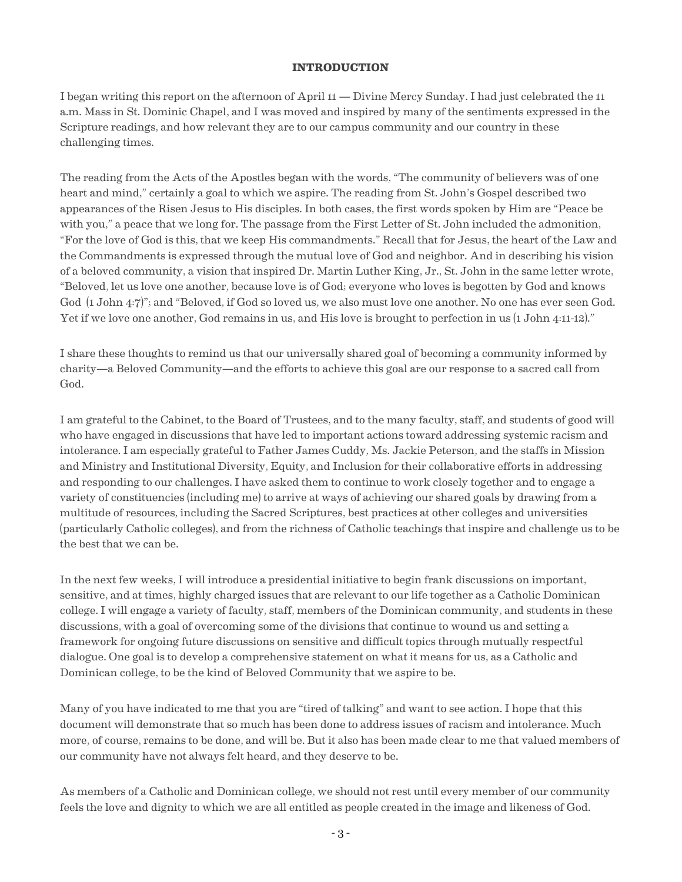## INTRODUCTION

I began writing this report on the afternoon of April 11 — Divine Mercy Sunday. I had just celebrated the 11 a.m. Mass in St. Dominic Chapel, and I was moved and inspired by many of the sentiments expressed in the Scripture readings, and how relevant they are to our campus community and our country in these challenging times.

The reading from the Acts of the Apostles began with the words, "The community of believers was of one heart and mind," certainly a goal to which we aspire. The reading from St. John's Gospel described two appearances of the Risen Jesus to His disciples. In both cases, the first words spoken by Him are "Peace be with you," a peace that we long for. The passage from the First Letter of St. John included the admonition, "For the love of God is this, that we keep His commandments." Recall that for Jesus, the heart of the Law and the Commandments is expressed through the mutual love of God and neighbor. And in describing his vision of a beloved community, a vision that inspired Dr. Martin Luther King, Jr., St. John in the same letter wrote, "Beloved, let us love one another, because love is of God; everyone who loves is begotten by God and knows God (1 John 4:7)"; and "Beloved, if God so loved us, we also must love one another. No one has ever seen God. Yet if we love one another, God remains in us, and His love is brought to perfection in us (1 John 4:11-12)."

I share these thoughts to remind us that our universally shared goal of becoming a community informed by charity—a Beloved Community—and the efforts to achieve this goal are our response to a sacred call from God.

I am grateful to the Cabinet, to the Board of Trustees, and to the many faculty, staff, and students of good will who have engaged in discussions that have led to important actions toward addressing systemic racism and intolerance. I am especially grateful to Father James Cuddy, Ms. Jackie Peterson, and the staffs in Mission and Ministry and Institutional Diversity, Equity, and Inclusion for their collaborative efforts in addressing and responding to our challenges. I have asked them to continue to work closely together and to engage a variety of constituencies (including me) to arrive at ways of achieving our shared goals by drawing from a multitude of resources, including the Sacred Scriptures, best practices at other colleges and universities (particularly Catholic colleges), and from the richness of Catholic teachings that inspire and challenge us to be the best that we can be.

In the next few weeks, I will introduce a presidential initiative to begin frank discussions on important, sensitive, and at times, highly charged issues that are relevant to our life together as a Catholic Dominican college. I will engage a variety of faculty, staff, members of the Dominican community, and students in these discussions, with a goal of overcoming some of the divisions that continue to wound us and setting a framework for ongoing future discussions on sensitive and difficult topics through mutually respectful dialogue. One goal is to develop a comprehensive statement on what it means for us, as a Catholic and Dominican college, to be the kind of Beloved Community that we aspire to be.

Many of you have indicated to me that you are "tired of talking" and want to see action. I hope that this document will demonstrate that so much has been done to address issues of racism and intolerance. Much more, of course, remains to be done, and will be. But it also has been made clear to me that valued members of our community have not always felt heard, and they deserve to be.

As members of a Catholic and Dominican college, we should not rest until every member of our community feels the love and dignity to which we are all entitled as people created in the image and likeness of God.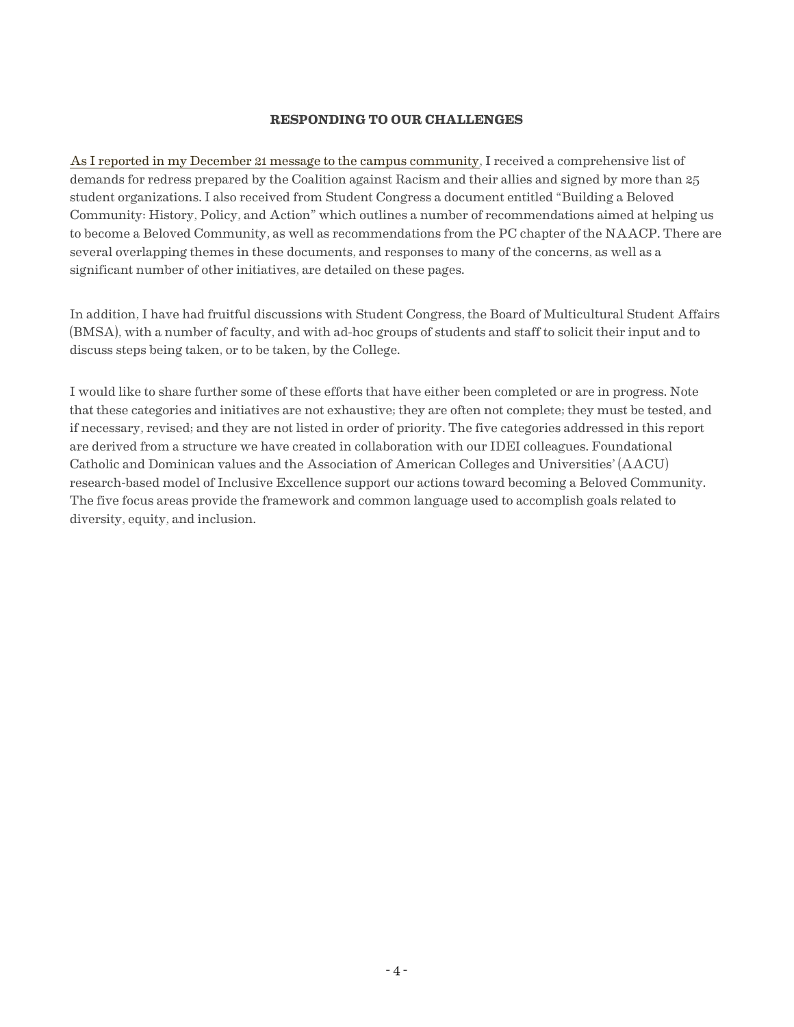## RESPONDING TO OUR CHALLENGES

As I reported in my December 21 message to the campus community, I received a comprehensive list of demands for redress prepared by the Coalition against Racism and their allies and signed by more than 25 student organizations. I also received from Student Congress a document entitled "Building a Beloved Community: History, Policy, and Action" which outlines a number of recommendations aimed at helping us to become a Beloved Community, as well as recommendations from the PC chapter of the NAACP. There are several overlapping themes in these documents, and responses to many of the concerns, as well as a significant number of other initiatives, are detailed on these pages.

In addition, I have had fruitful discussions with Student Congress, the Board of Multicultural Student Affairs (BMSA), with a number of faculty, and with ad-hoc groups of students and staff to solicit their input and to discuss steps being taken, or to be taken, by the College.

I would like to share further some of these efforts that have either been completed or are in progress. Note that these categories and initiatives are not exhaustive; they are often not complete; they must be tested, and if necessary, revised; and they are not listed in order of priority. The five categories addressed in this report are derived from a structure we have created in collaboration with our IDEI colleagues. Foundational Catholic and Dominican values and the Association of American Colleges and Universities' (AACU) research-based model of Inclusive Excellence support our actions toward becoming a Beloved Community. The five focus areas provide the framework and common language used to accomplish goals related to diversity, equity, and inclusion.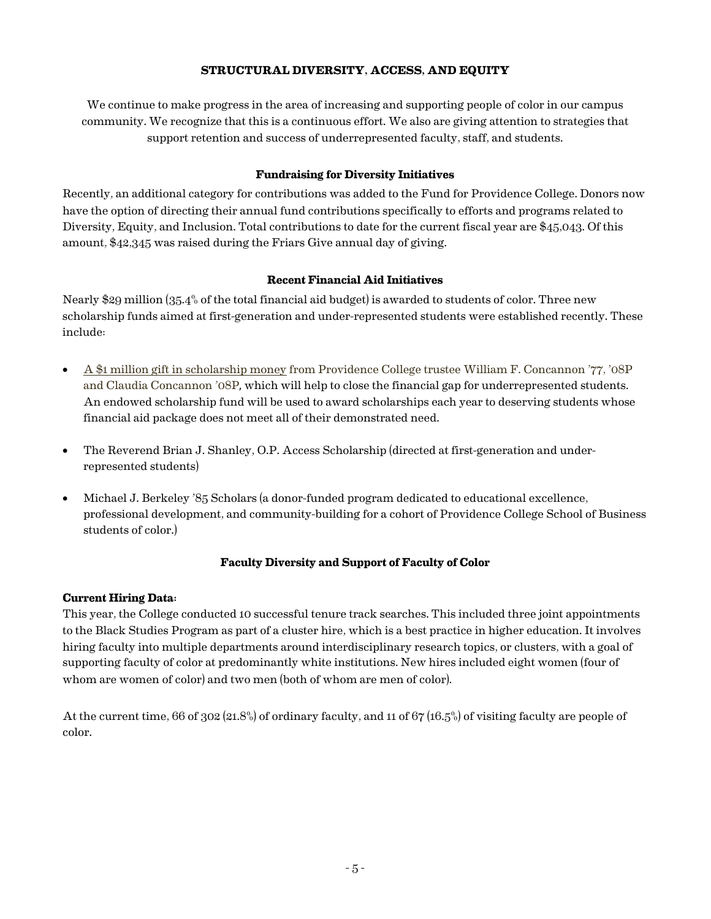## STRUCTURAL DIVERSITY, ACCESS, AND EQUITY

We continue to make progress in the area of increasing and supporting people of color in our campus community. We recognize that this is a continuous effort. We also are giving attention to strategies that support retention and success of underrepresented faculty, staff, and students.

### Fundraising for Diversity Initiatives

Recently, an additional category for contributions was added to the Fund for Providence College. Donors now have the option of directing their annual fund contributions specifically to efforts and programs related to Diversity, Equity, and Inclusion. Total contributions to date for the current fiscal year are $45,043. Of this amount, $42,345 was raised during the Friars Give annual day of giving.

### Recent Financial Aid Initiatives

Nearly $29 million (35.4% of the total financial aid budget) is awarded to students of color. Three new scholarship funds aimed at first-generation and under-represented students were established recently. These include:

- A $1 million gift in scholarship money from Providence College trustee William F. Concannon '77, '08P and Claudia Concannon '08P, which will help to close the financial gap for underrepresented students. An endowed scholarship fund will be used to award scholarships each year to deserving students whose financial aid package does not meet all of their demonstrated need.
- The Reverend Brian J. Shanley, O.P. Access Scholarship (directed at first-generation and under-represented students)
- Michael J. Berkeley '85 Scholars (a donor-funded program dedicated to educational excellence, professional development, and community-building for a cohort of Providence College School of Business students of color.)

### Faculty Diversity and Support of Faculty of Color

**Current Hiring Data:**
This year, the College conducted 10 successful tenure track searches. This included three joint appointments to the Black Studies Program as part of a cluster hire, which is a best practice in higher education. It involves hiring faculty into multiple departments around interdisciplinary research topics, or clusters, with a goal of supporting faculty of color at predominantly white institutions. New hires included eight women (four of whom are women of color) and two men (both of whom are men of color).

At the current time, 66 of 302 (21.8%) of ordinary faculty, and 11 of 67 (16.5%) of visiting faculty are people of color.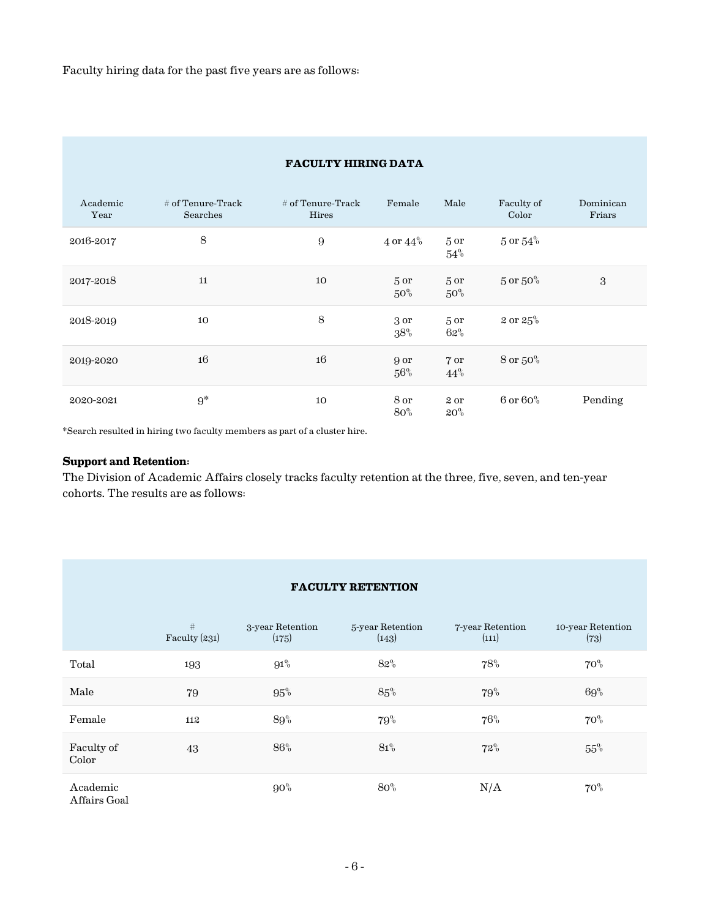Faculty hiring data for the past five years are as follows:

| FACULTY HIRING DATA | | | | | | |
|---|---|---|---|---|---|---|
| Academic Year | # of Tenure-Track Searches | # of Tenure-Track Hires | Female | Male | Faculty of Color | Dominican Friars |
| 2016-2017 | 8 | 9 | 4 or 44% | 5 or 54% | 5 or 54% | |
| 2017-2018 | 11 | 10 | 5 or 50% | 5 or 50% | 5 or 50% | 3 |
| 2018-2019 | 10 | 8 | 3 or 38% | 5 or 62% | 2 or 25% | |
| 2019-2020 | 16 | 16 | 9 or 56% | 7 or 44% | 8 or 50% | |
| 2020-2021 | 9* | 10 | 8 or 80% | 2 or 20% | 6 or 60% | Pending |

*Search resulted in hiring two faculty members as part of a cluster hire.

**Support and Retention:**
The Division of Academic Affairs closely tracks faculty retention at the three, five, seven, and ten-year cohorts. The results are as follows:

| FACULTY RETENTION | | | | | |
|---|---|---|---|---|---|
| | # Faculty (231) | 3-year Retention (175) | 5-year Retention (143) | 7-year Retention (111) | 10-year Retention (73) |
| Total | 193 | 91% | 82% | 78% | 70% |
| Male | 79 | 95% | 85% | 79% | 69% |
| Female | 112 | 89% | 79% | 76% | 70% |
| Faculty of Color | 43 | 86% | 81% | 72% | 55% |
| Academic Affairs Goal | | 90% | 80% | N/A | 70% |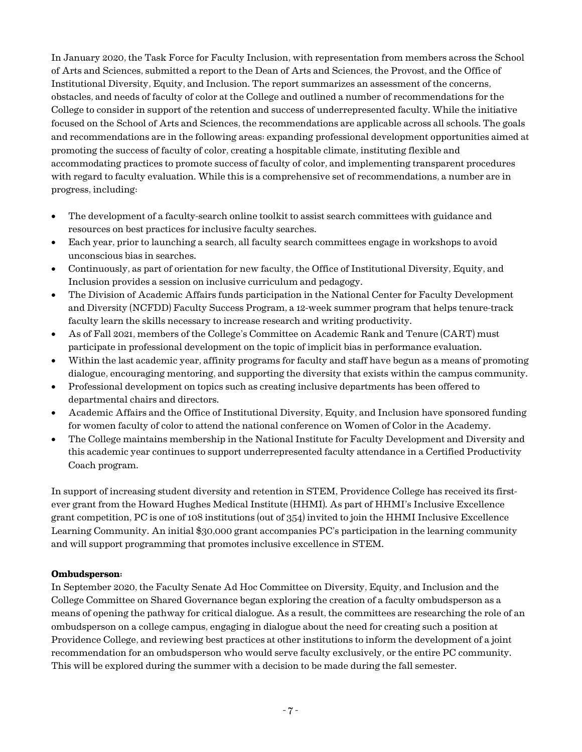In January 2020, the Task Force for Faculty Inclusion, with representation from members across the School of Arts and Sciences, submitted a report to the Dean of Arts and Sciences, the Provost, and the Office of Institutional Diversity, Equity, and Inclusion. The report summarizes an assessment of the concerns, obstacles, and needs of faculty of color at the College and outlined a number of recommendations for the College to consider in support of the retention and success of underrepresented faculty. While the initiative focused on the School of Arts and Sciences, the recommendations are applicable across all schools. The goals and recommendations are in the following areas: expanding professional development opportunities aimed at promoting the success of faculty of color, creating a hospitable climate, instituting flexible and accommodating practices to promote success of faculty of color, and implementing transparent procedures with regard to faculty evaluation. While this is a comprehensive set of recommendations, a number are in progress, including:

- The development of a faculty-search online toolkit to assist search committees with guidance and resources on best practices for inclusive faculty searches.
- Each year, prior to launching a search, all faculty search committees engage in workshops to avoid unconscious bias in searches.
- Continuously, as part of orientation for new faculty, the Office of Institutional Diversity, Equity, and Inclusion provides a session on inclusive curriculum and pedagogy.
- The Division of Academic Affairs funds participation in the National Center for Faculty Development and Diversity (NCFDD) Faculty Success Program, a 12-week summer program that helps tenure-track faculty learn the skills necessary to increase research and writing productivity.
- As of Fall 2021, members of the College's Committee on Academic Rank and Tenure (CART) must participate in professional development on the topic of implicit bias in performance evaluation.
- Within the last academic year, affinity programs for faculty and staff have begun as a means of promoting dialogue, encouraging mentoring, and supporting the diversity that exists within the campus community.
- Professional development on topics such as creating inclusive departments has been offered to departmental chairs and directors.
- Academic Affairs and the Office of Institutional Diversity, Equity, and Inclusion have sponsored funding for women faculty of color to attend the national conference on Women of Color in the Academy.
- The College maintains membership in the National Institute for Faculty Development and Diversity and this academic year continues to support underrepresented faculty attendance in a Certified Productivity Coach program.

In support of increasing student diversity and retention in STEM, Providence College has received its first-ever grant from the Howard Hughes Medical Institute (HHMI). As part of HHMI's Inclusive Excellence grant competition, PC is one of 108 institutions (out of 354) invited to join the HHMI Inclusive Excellence Learning Community. An initial $30,000 grant accompanies PC's participation in the learning community and will support programming that promotes inclusive excellence in STEM.

**Ombudsperson:**

In September 2020, the Faculty Senate Ad Hoc Committee on Diversity, Equity, and Inclusion and the College Committee on Shared Governance began exploring the creation of a faculty ombudsperson as a means of opening the pathway for critical dialogue. As a result, the committees are researching the role of an ombudsperson on a college campus, engaging in dialogue about the need for creating such a position at Providence College, and reviewing best practices at other institutions to inform the development of a joint recommendation for an ombudsperson who would serve faculty exclusively, or the entire PC community. This will be explored during the summer with a decision to be made during the fall semester.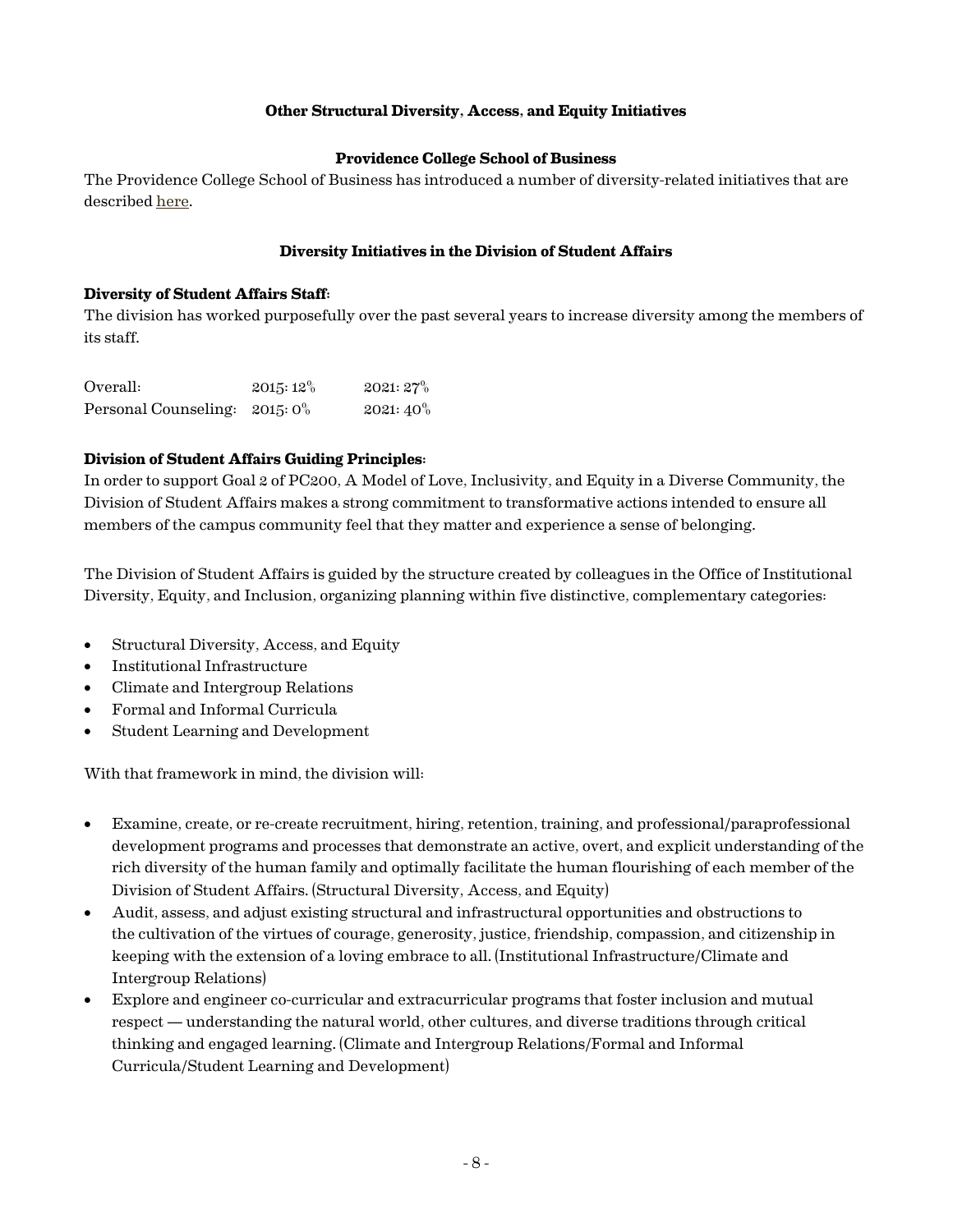## Other Structural Diversity, Access, and Equity Initiatives

### Providence College School of Business

The Providence College School of Business has introduced a number of diversity-related initiatives that are described here.

### Diversity Initiatives in the Division of Student Affairs

**Diversity of Student Affairs Staff:**

The division has worked purposefully over the past several years to increase diversity among the members of its staff.

| | | |
|---|---|---|
| Overall: | 2015: 12% | 2021: 27% |
| Personal Counseling: | 2015: 0% | 2021: 40% |

**Division of Student Affairs Guiding Principles:**

In order to support Goal 2 of PC200, A Model of Love, Inclusivity, and Equity in a Diverse Community, the Division of Student Affairs makes a strong commitment to transformative actions intended to ensure all members of the campus community feel that they matter and experience a sense of belonging.

The Division of Student Affairs is guided by the structure created by colleagues in the Office of Institutional Diversity, Equity, and Inclusion, organizing planning within five distinctive, complementary categories:

- Structural Diversity, Access, and Equity
- Institutional Infrastructure
- Climate and Intergroup Relations
- Formal and Informal Curricula
- Student Learning and Development

With that framework in mind, the division will:

- Examine, create, or re-create recruitment, hiring, retention, training, and professional/paraprofessional development programs and processes that demonstrate an active, overt, and explicit understanding of the rich diversity of the human family and optimally facilitate the human flourishing of each member of the Division of Student Affairs. (Structural Diversity, Access, and Equity)
- Audit, assess, and adjust existing structural and infrastructural opportunities and obstructions to the cultivation of the virtues of courage, generosity, justice, friendship, compassion, and citizenship in keeping with the extension of a loving embrace to all. (Institutional Infrastructure/Climate and Intergroup Relations)
- Explore and engineer co-curricular and extracurricular programs that foster inclusion and mutual respect — understanding the natural world, other cultures, and diverse traditions through critical thinking and engaged learning. (Climate and Intergroup Relations/Formal and Informal Curricula/Student Learning and Development)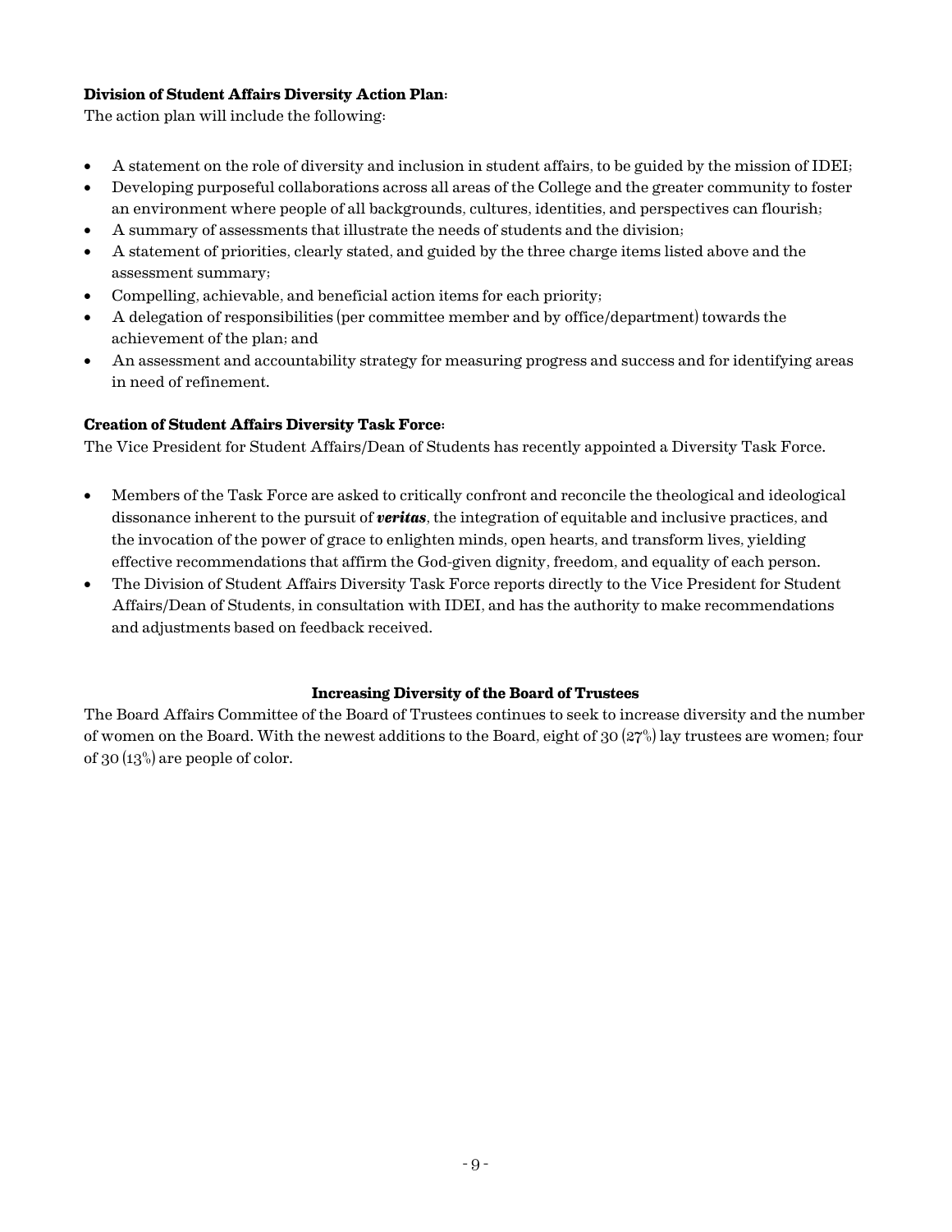**Division of Student Affairs Diversity Action Plan:**
The action plan will include the following:

- A statement on the role of diversity and inclusion in student affairs, to be guided by the mission of IDEI;
- Developing purposeful collaborations across all areas of the College and the greater community to foster an environment where people of all backgrounds, cultures, identities, and perspectives can flourish;
- A summary of assessments that illustrate the needs of students and the division;
- A statement of priorities, clearly stated, and guided by the three charge items listed above and the assessment summary;
- Compelling, achievable, and beneficial action items for each priority;
- A delegation of responsibilities (per committee member and by office/department) towards the achievement of the plan; and
- An assessment and accountability strategy for measuring progress and success and for identifying areas in need of refinement.

**Creation of Student Affairs Diversity Task Force:**
The Vice President for Student Affairs/Dean of Students has recently appointed a Diversity Task Force.

- Members of the Task Force are asked to critically confront and reconcile the theological and ideological dissonance inherent to the pursuit of ***veritas***, the integration of equitable and inclusive practices, and the invocation of the power of grace to enlighten minds, open hearts, and transform lives, yielding effective recommendations that affirm the God-given dignity, freedom, and equality of each person.
- The Division of Student Affairs Diversity Task Force reports directly to the Vice President for Student Affairs/Dean of Students, in consultation with IDEI, and has the authority to make recommendations and adjustments based on feedback received.

### Increasing Diversity of the Board of Trustees

The Board Affairs Committee of the Board of Trustees continues to seek to increase diversity and the number of women on the Board. With the newest additions to the Board, eight of 30 (27%) lay trustees are women; four of 30 (13%) are people of color.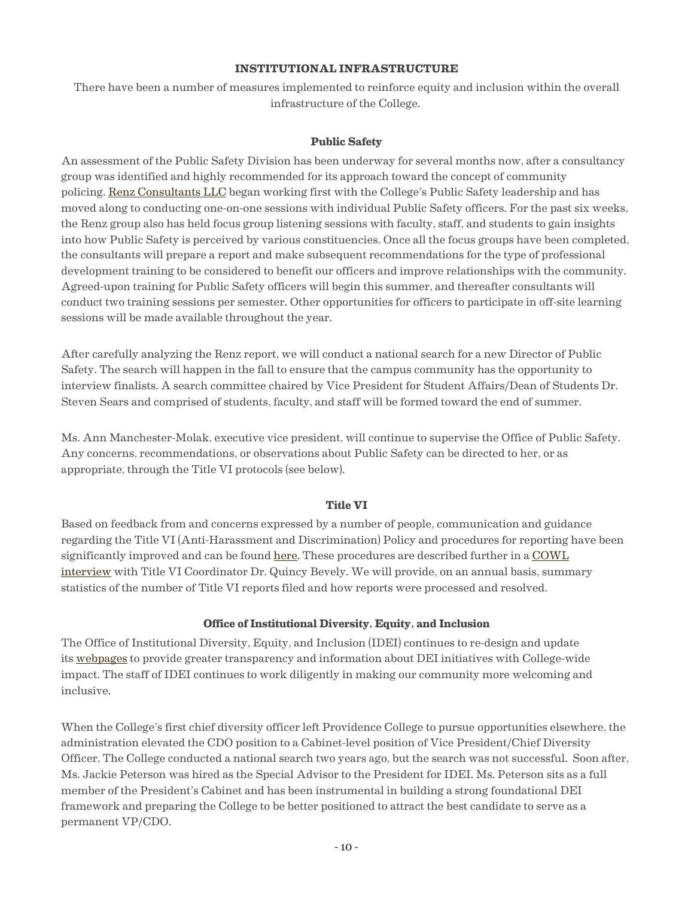## INSTITUTIONAL INFRASTRUCTURE

There have been a number of measures implemented to reinforce equity and inclusion within the overall infrastructure of the College.

### Public Safety

An assessment of the Public Safety Division has been underway for several months now, after a consultancy group was identified and highly recommended for its approach toward the concept of community policing. Renz Consultants LLC began working first with the College's Public Safety leadership and has moved along to conducting one-on-one sessions with individual Public Safety officers. For the past six weeks, the Renz group also has held focus group listening sessions with faculty, staff, and students to gain insights into how Public Safety is perceived by various constituencies. Once all the focus groups have been completed, the consultants will prepare a report and make subsequent recommendations for the type of professional development training to be considered to benefit our officers and improve relationships with the community. Agreed-upon training for Public Safety officers will begin this summer, and thereafter consultants will conduct two training sessions per semester. Other opportunities for officers to participate in off-site learning sessions will be made available throughout the year.

After carefully analyzing the Renz report, we will conduct a national search for a new Director of Public Safety. The search will happen in the fall to ensure that the campus community has the opportunity to interview finalists. A search committee chaired by Vice President for Student Affairs/Dean of Students Dr. Steven Sears and comprised of students, faculty, and staff will be formed toward the end of summer.

Ms. Ann Manchester-Molak, executive vice president, will continue to supervise the Office of Public Safety. Any concerns, recommendations, or observations about Public Safety can be directed to her, or as appropriate, through the Title VI protocols (see below).

### Title VI

Based on feedback from and concerns expressed by a number of people, communication and guidance regarding the Title VI (Anti-Harassment and Discrimination) Policy and procedures for reporting have been significantly improved and can be found here. These procedures are described further in a COWL interview with Title VI Coordinator Dr. Quincy Bevely. We will provide, on an annual basis, summary statistics of the number of Title VI reports filed and how reports were processed and resolved.

### Office of Institutional Diversity, Equity, and Inclusion

The Office of Institutional Diversity, Equity, and Inclusion (IDEI) continues to re-design and update its webpages to provide greater transparency and information about DEI initiatives with College-wide impact. The staff of IDEI continues to work diligently in making our community more welcoming and inclusive.

When the College's first chief diversity officer left Providence College to pursue opportunities elsewhere, the administration elevated the CDO position to a Cabinet-level position of Vice President/Chief Diversity Officer. The College conducted a national search two years ago, but the search was not successful. Soon after, Ms. Jackie Peterson was hired as the Special Advisor to the President for IDEI. Ms. Peterson sits as a full member of the President's Cabinet and has been instrumental in building a strong foundational DEI framework and preparing the College to be better positioned to attract the best candidate to serve as a permanent VP/CDO.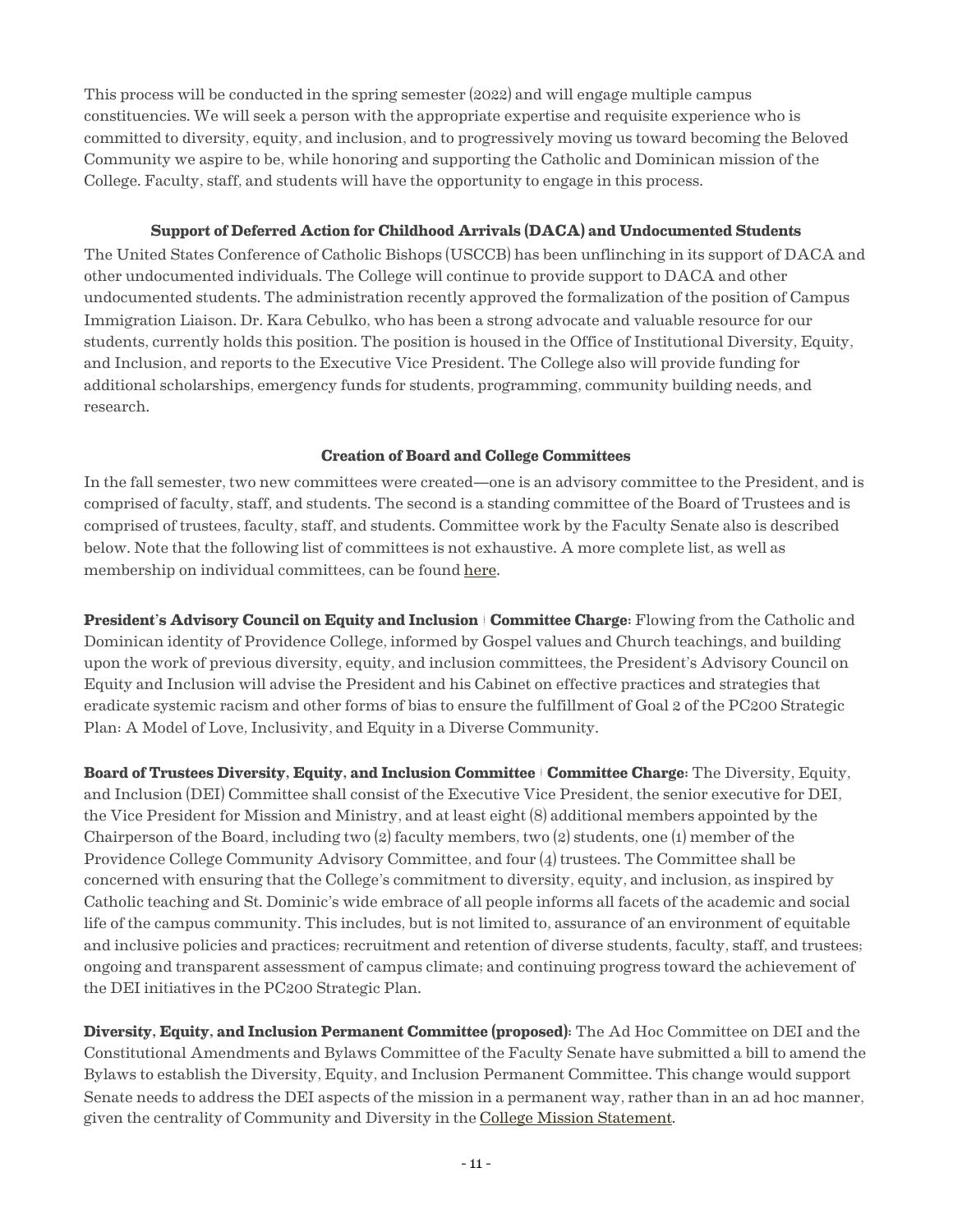This process will be conducted in the spring semester (2022) and will engage multiple campus constituencies. We will seek a person with the appropriate expertise and requisite experience who is committed to diversity, equity, and inclusion, and to progressively moving us toward becoming the Beloved Community we aspire to be, while honoring and supporting the Catholic and Dominican mission of the College. Faculty, staff, and students will have the opportunity to engage in this process.

### Support of Deferred Action for Childhood Arrivals (DACA) and Undocumented Students

The United States Conference of Catholic Bishops (USCCB) has been unflinching in its support of DACA and other undocumented individuals. The College will continue to provide support to DACA and other undocumented students. The administration recently approved the formalization of the position of Campus Immigration Liaison. Dr. Kara Cebulko, who has been a strong advocate and valuable resource for our students, currently holds this position. The position is housed in the Office of Institutional Diversity, Equity, and Inclusion, and reports to the Executive Vice President. The College also will provide funding for additional scholarships, emergency funds for students, programming, community building needs, and research.

### Creation of Board and College Committees

In the fall semester, two new committees were created—one is an advisory committee to the President, and is comprised of faculty, staff, and students. The second is a standing committee of the Board of Trustees and is comprised of trustees, faculty, staff, and students. Committee work by the Faculty Senate also is described below. Note that the following list of committees is not exhaustive. A more complete list, as well as membership on individual committees, can be found here.

**President's Advisory Council on Equity and Inclusion | Committee Charge:** Flowing from the Catholic and Dominican identity of Providence College, informed by Gospel values and Church teachings, and building upon the work of previous diversity, equity, and inclusion committees, the President's Advisory Council on Equity and Inclusion will advise the President and his Cabinet on effective practices and strategies that eradicate systemic racism and other forms of bias to ensure the fulfillment of Goal 2 of the PC200 Strategic Plan: A Model of Love, Inclusivity, and Equity in a Diverse Community.

**Board of Trustees Diversity, Equity, and Inclusion Committee | Committee Charge:** The Diversity, Equity, and Inclusion (DEI) Committee shall consist of the Executive Vice President, the senior executive for DEI, the Vice President for Mission and Ministry, and at least eight (8) additional members appointed by the Chairperson of the Board, including two (2) faculty members, two (2) students, one (1) member of the Providence College Community Advisory Committee, and four (4) trustees. The Committee shall be concerned with ensuring that the College's commitment to diversity, equity, and inclusion, as inspired by Catholic teaching and St. Dominic's wide embrace of all people informs all facets of the academic and social life of the campus community. This includes, but is not limited to, assurance of an environment of equitable and inclusive policies and practices; recruitment and retention of diverse students, faculty, staff, and trustees; ongoing and transparent assessment of campus climate; and continuing progress toward the achievement of the DEI initiatives in the PC200 Strategic Plan.

**Diversity, Equity, and Inclusion Permanent Committee (proposed):** The Ad Hoc Committee on DEI and the Constitutional Amendments and Bylaws Committee of the Faculty Senate have submitted a bill to amend the Bylaws to establish the Diversity, Equity, and Inclusion Permanent Committee. This change would support Senate needs to address the DEI aspects of the mission in a permanent way, rather than in an ad hoc manner, given the centrality of Community and Diversity in the College Mission Statement.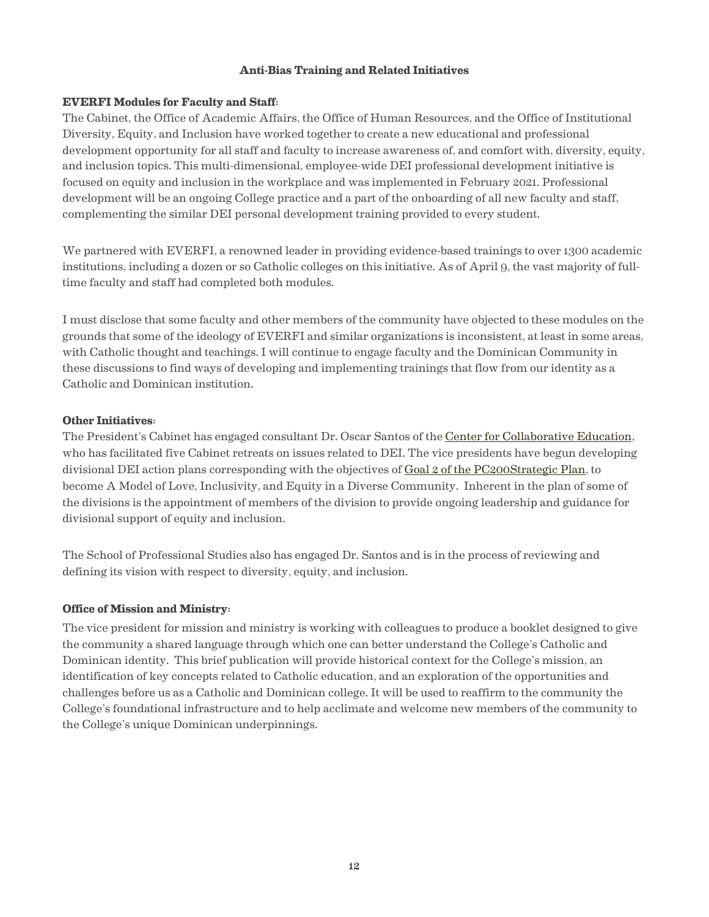## Anti-Bias Training and Related Initiatives

**EVERFI Modules for Faculty and Staff:**

The Cabinet, the Office of Academic Affairs, the Office of Human Resources, and the Office of Institutional Diversity, Equity, and Inclusion have worked together to create a new educational and professional development opportunity for all staff and faculty to increase awareness of, and comfort with, diversity, equity, and inclusion topics. This multi-dimensional, employee-wide DEI professional development initiative is focused on equity and inclusion in the workplace and was implemented in February 2021. Professional development will be an ongoing College practice and a part of the onboarding of all new faculty and staff, complementing the similar DEI personal development training provided to every student.

We partnered with EVERFI, a renowned leader in providing evidence-based trainings to over 1300 academic institutions, including a dozen or so Catholic colleges on this initiative. As of April 9, the vast majority of full-time faculty and staff had completed both modules.

I must disclose that some faculty and other members of the community have objected to these modules on the grounds that some of the ideology of EVERFI and similar organizations is inconsistent, at least in some areas, with Catholic thought and teachings. I will continue to engage faculty and the Dominican Community in these discussions to find ways of developing and implementing trainings that flow from our identity as a Catholic and Dominican institution.

**Other Initiatives:**

The President's Cabinet has engaged consultant Dr. Oscar Santos of the Center for Collaborative Education, who has facilitated five Cabinet retreats on issues related to DEI. The vice presidents have begun developing divisional DEI action plans corresponding with the objectives of Goal 2 of the PC200Strategic Plan, to become A Model of Love, Inclusivity, and Equity in a Diverse Community. Inherent in the plan of some of the divisions is the appointment of members of the division to provide ongoing leadership and guidance for divisional support of equity and inclusion.

The School of Professional Studies also has engaged Dr. Santos and is in the process of reviewing and defining its vision with respect to diversity, equity, and inclusion.

**Office of Mission and Ministry:**

The vice president for mission and ministry is working with colleagues to produce a booklet designed to give the community a shared language through which one can better understand the College's Catholic and Dominican identity. This brief publication will provide historical context for the College's mission, an identification of key concepts related to Catholic education, and an exploration of the opportunities and challenges before us as a Catholic and Dominican college. It will be used to reaffirm to the community the College's foundational infrastructure and to help acclimate and welcome new members of the community to the College's unique Dominican underpinnings.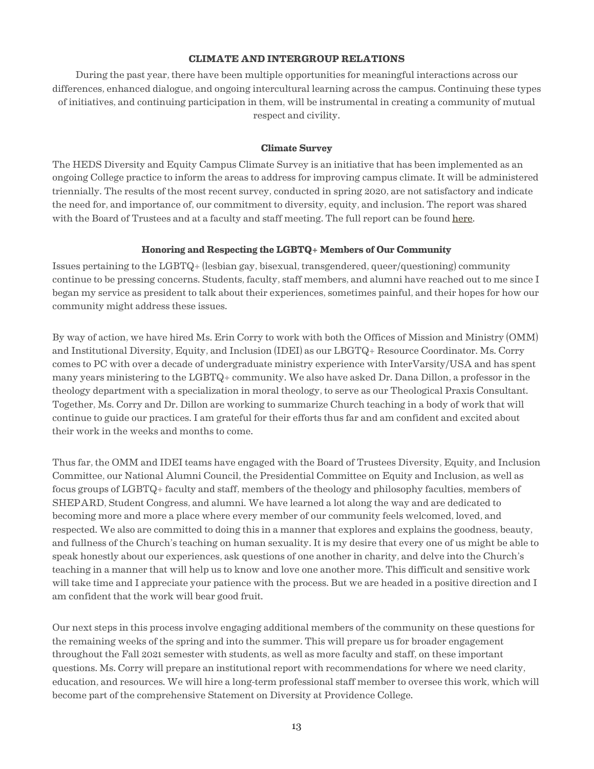## CLIMATE AND INTERGROUP RELATIONS

During the past year, there have been multiple opportunities for meaningful interactions across our differences, enhanced dialogue, and ongoing intercultural learning across the campus. Continuing these types of initiatives, and continuing participation in them, will be instrumental in creating a community of mutual respect and civility.

### Climate Survey

The HEDS Diversity and Equity Campus Climate Survey is an initiative that has been implemented as an ongoing College practice to inform the areas to address for improving campus climate. It will be administered triennially. The results of the most recent survey, conducted in spring 2020, are not satisfactory and indicate the need for, and importance of, our commitment to diversity, equity, and inclusion. The report was shared with the Board of Trustees and at a faculty and staff meeting. The full report can be found here.

### Honoring and Respecting the LGBTQ+ Members of Our Community

Issues pertaining to the LGBTQ+ (lesbian gay, bisexual, transgendered, queer/questioning) community continue to be pressing concerns. Students, faculty, staff members, and alumni have reached out to me since I began my service as president to talk about their experiences, sometimes painful, and their hopes for how our community might address these issues.

By way of action, we have hired Ms. Erin Corry to work with both the Offices of Mission and Ministry (OMM) and Institutional Diversity, Equity, and Inclusion (IDEI) as our LBGTQ+ Resource Coordinator. Ms. Corry comes to PC with over a decade of undergraduate ministry experience with InterVarsity/USA and has spent many years ministering to the LGBTQ+ community. We also have asked Dr. Dana Dillon, a professor in the theology department with a specialization in moral theology, to serve as our Theological Praxis Consultant. Together, Ms. Corry and Dr. Dillon are working to summarize Church teaching in a body of work that will continue to guide our practices. I am grateful for their efforts thus far and am confident and excited about their work in the weeks and months to come.

Thus far, the OMM and IDEI teams have engaged with the Board of Trustees Diversity, Equity, and Inclusion Committee, our National Alumni Council, the Presidential Committee on Equity and Inclusion, as well as focus groups of LGBTQ+ faculty and staff, members of the theology and philosophy faculties, members of SHEPARD, Student Congress, and alumni. We have learned a lot along the way and are dedicated to becoming more and more a place where every member of our community feels welcomed, loved, and respected. We also are committed to doing this in a manner that explores and explains the goodness, beauty, and fullness of the Church's teaching on human sexuality. It is my desire that every one of us might be able to speak honestly about our experiences, ask questions of one another in charity, and delve into the Church's teaching in a manner that will help us to know and love one another more. This difficult and sensitive work will take time and I appreciate your patience with the process. But we are headed in a positive direction and I am confident that the work will bear good fruit.

Our next steps in this process involve engaging additional members of the community on these questions for the remaining weeks of the spring and into the summer. This will prepare us for broader engagement throughout the Fall 2021 semester with students, as well as more faculty and staff, on these important questions. Ms. Corry will prepare an institutional report with recommendations for where we need clarity, education, and resources. We will hire a long-term professional staff member to oversee this work, which will become part of the comprehensive Statement on Diversity at Providence College.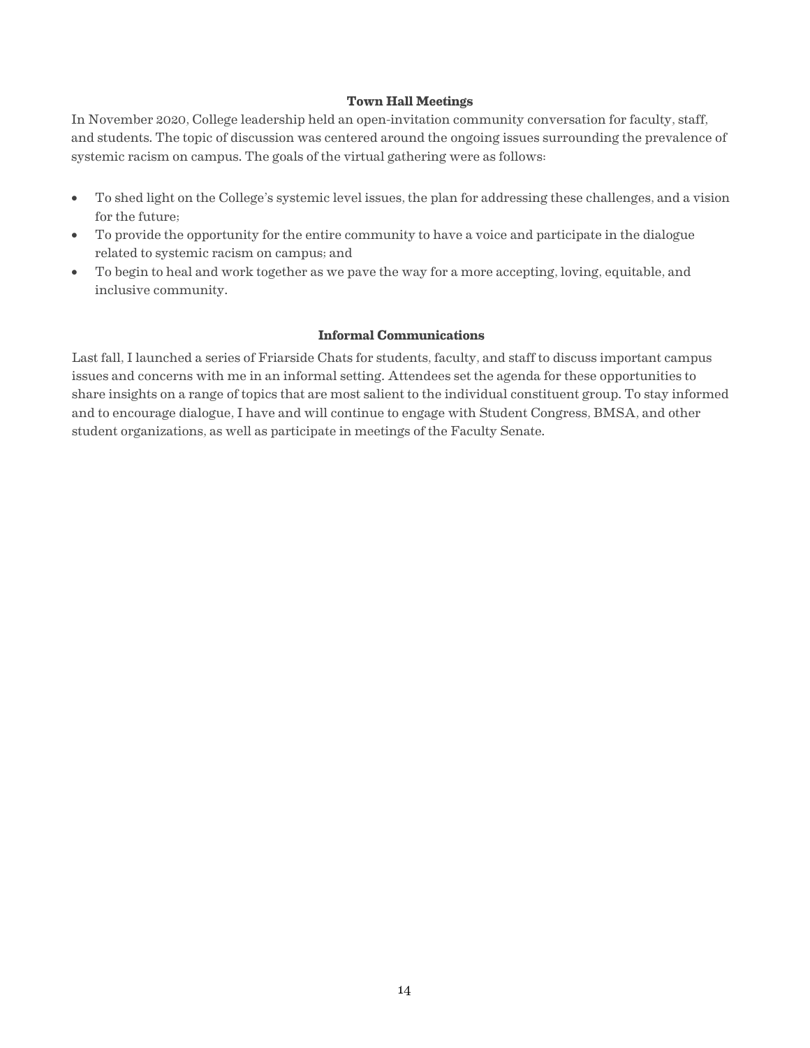## Town Hall Meetings

In November 2020, College leadership held an open-invitation community conversation for faculty, staff, and students. The topic of discussion was centered around the ongoing issues surrounding the prevalence of systemic racism on campus. The goals of the virtual gathering were as follows:

- To shed light on the College's systemic level issues, the plan for addressing these challenges, and a vision for the future;
- To provide the opportunity for the entire community to have a voice and participate in the dialogue related to systemic racism on campus; and
- To begin to heal and work together as we pave the way for a more accepting, loving, equitable, and inclusive community.

## Informal Communications

Last fall, I launched a series of Friarside Chats for students, faculty, and staff to discuss important campus issues and concerns with me in an informal setting. Attendees set the agenda for these opportunities to share insights on a range of topics that are most salient to the individual constituent group. To stay informed and to encourage dialogue, I have and will continue to engage with Student Congress, BMSA, and other student organizations, as well as participate in meetings of the Faculty Senate.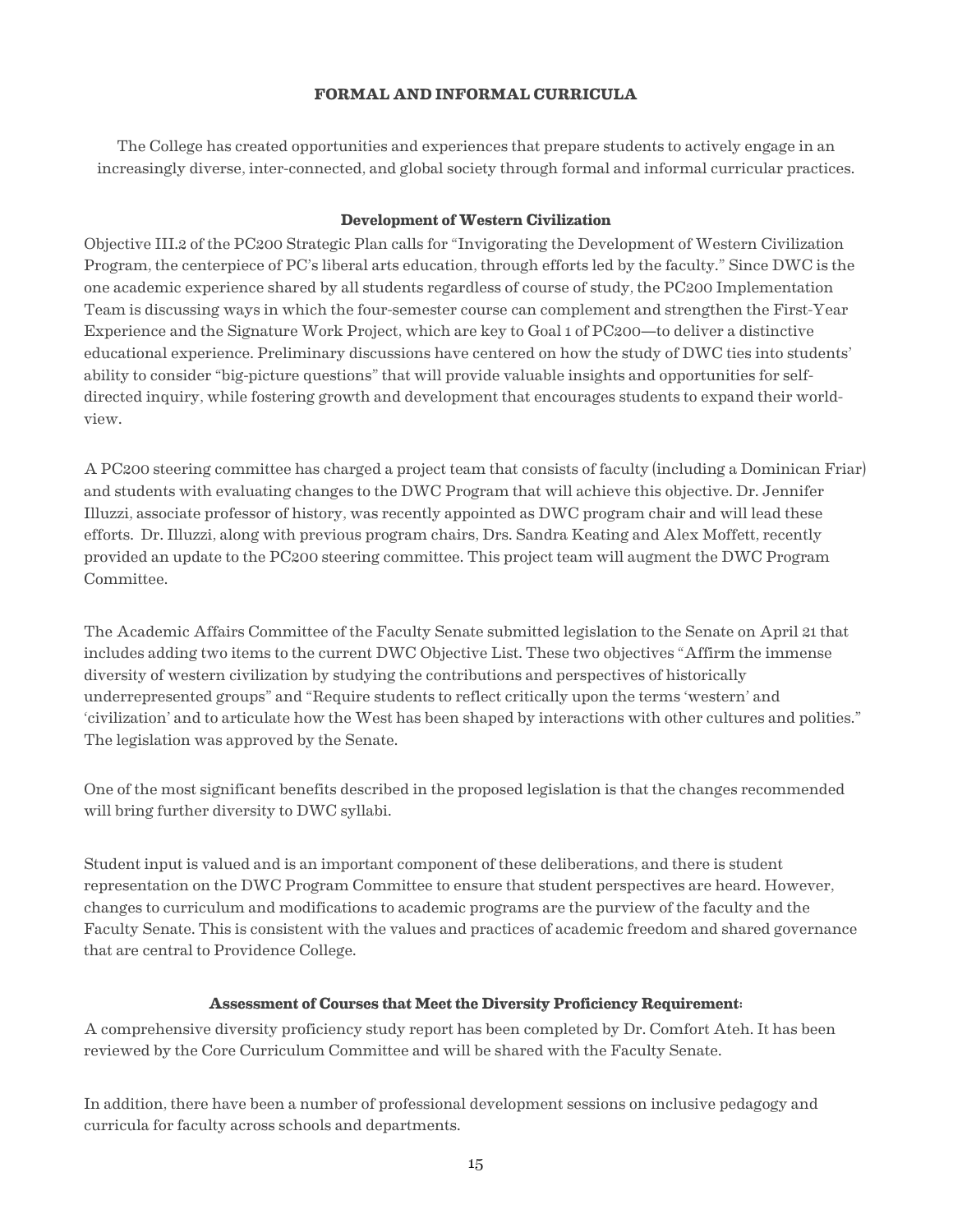## FORMAL AND INFORMAL CURRICULA

The College has created opportunities and experiences that prepare students to actively engage in an increasingly diverse, inter-connected, and global society through formal and informal curricular practices.

### Development of Western Civilization

Objective III.2 of the PC200 Strategic Plan calls for "Invigorating the Development of Western Civilization Program, the centerpiece of PC's liberal arts education, through efforts led by the faculty." Since DWC is the one academic experience shared by all students regardless of course of study, the PC200 Implementation Team is discussing ways in which the four-semester course can complement and strengthen the First-Year Experience and the Signature Work Project, which are key to Goal 1 of PC200—to deliver a distinctive educational experience. Preliminary discussions have centered on how the study of DWC ties into students' ability to consider "big-picture questions" that will provide valuable insights and opportunities for self-directed inquiry, while fostering growth and development that encourages students to expand their world-view.

A PC200 steering committee has charged a project team that consists of faculty (including a Dominican Friar) and students with evaluating changes to the DWC Program that will achieve this objective. Dr. Jennifer Illuzzi, associate professor of history, was recently appointed as DWC program chair and will lead these efforts. Dr. Illuzzi, along with previous program chairs, Drs. Sandra Keating and Alex Moffett, recently provided an update to the PC200 steering committee. This project team will augment the DWC Program Committee.

The Academic Affairs Committee of the Faculty Senate submitted legislation to the Senate on April 21 that includes adding two items to the current DWC Objective List. These two objectives "Affirm the immense diversity of western civilization by studying the contributions and perspectives of historically underrepresented groups" and "Require students to reflect critically upon the terms 'western' and 'civilization' and to articulate how the West has been shaped by interactions with other cultures and polities." The legislation was approved by the Senate.

One of the most significant benefits described in the proposed legislation is that the changes recommended will bring further diversity to DWC syllabi.

Student input is valued and is an important component of these deliberations, and there is student representation on the DWC Program Committee to ensure that student perspectives are heard. However, changes to curriculum and modifications to academic programs are the purview of the faculty and the Faculty Senate. This is consistent with the values and practices of academic freedom and shared governance that are central to Providence College.

### Assessment of Courses that Meet the Diversity Proficiency Requirement:

A comprehensive diversity proficiency study report has been completed by Dr. Comfort Ateh. It has been reviewed by the Core Curriculum Committee and will be shared with the Faculty Senate.

In addition, there have been a number of professional development sessions on inclusive pedagogy and curricula for faculty across schools and departments.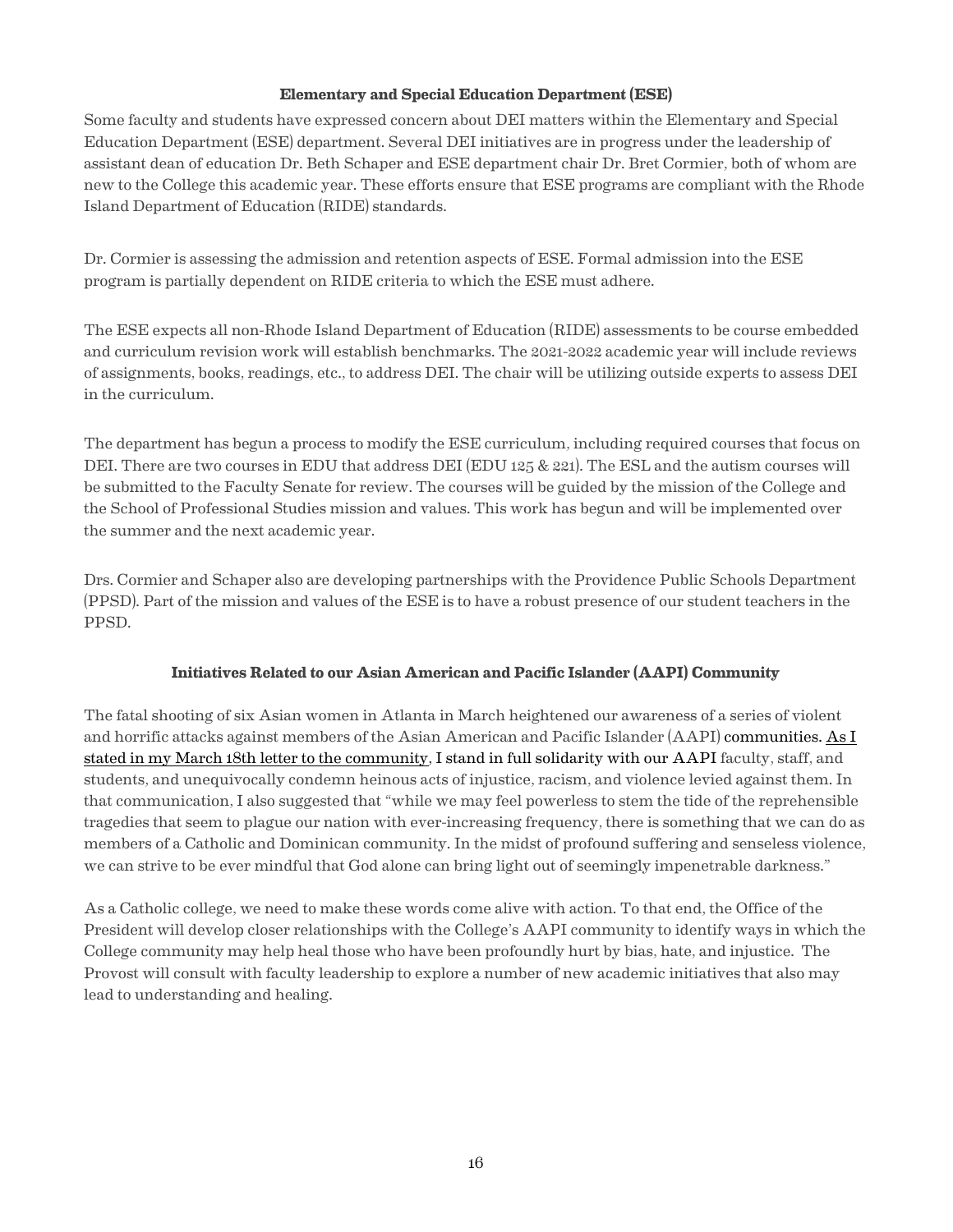### Elementary and Special Education Department (ESE)

Some faculty and students have expressed concern about DEI matters within the Elementary and Special Education Department (ESE) department. Several DEI initiatives are in progress under the leadership of assistant dean of education Dr. Beth Schaper and ESE department chair Dr. Bret Cormier, both of whom are new to the College this academic year. These efforts ensure that ESE programs are compliant with the Rhode Island Department of Education (RIDE) standards.

Dr. Cormier is assessing the admission and retention aspects of ESE. Formal admission into the ESE program is partially dependent on RIDE criteria to which the ESE must adhere.

The ESE expects all non-Rhode Island Department of Education (RIDE) assessments to be course embedded and curriculum revision work will establish benchmarks. The 2021-2022 academic year will include reviews of assignments, books, readings, etc., to address DEI. The chair will be utilizing outside experts to assess DEI in the curriculum.

The department has begun a process to modify the ESE curriculum, including required courses that focus on DEI. There are two courses in EDU that address DEI (EDU 125 & 221). The ESL and the autism courses will be submitted to the Faculty Senate for review. The courses will be guided by the mission of the College and the School of Professional Studies mission and values. This work has begun and will be implemented over the summer and the next academic year.

Drs. Cormier and Schaper also are developing partnerships with the Providence Public Schools Department (PPSD). Part of the mission and values of the ESE is to have a robust presence of our student teachers in the PPSD.

### Initiatives Related to our Asian American and Pacific Islander (AAPI) Community

The fatal shooting of six Asian women in Atlanta in March heightened our awareness of a series of violent and horrific attacks against members of the Asian American and Pacific Islander (AAPI) communities. As I stated in my March 18th letter to the community, I stand in full solidarity with our AAPI faculty, staff, and students, and unequivocally condemn heinous acts of injustice, racism, and violence levied against them. In that communication, I also suggested that "while we may feel powerless to stem the tide of the reprehensible tragedies that seem to plague our nation with ever-increasing frequency, there is something that we can do as members of a Catholic and Dominican community. In the midst of profound suffering and senseless violence, we can strive to be ever mindful that God alone can bring light out of seemingly impenetrable darkness."

As a Catholic college, we need to make these words come alive with action. To that end, the Office of the President will develop closer relationships with the College's AAPI community to identify ways in which the College community may help heal those who have been profoundly hurt by bias, hate, and injustice. The Provost will consult with faculty leadership to explore a number of new academic initiatives that also may lead to understanding and healing.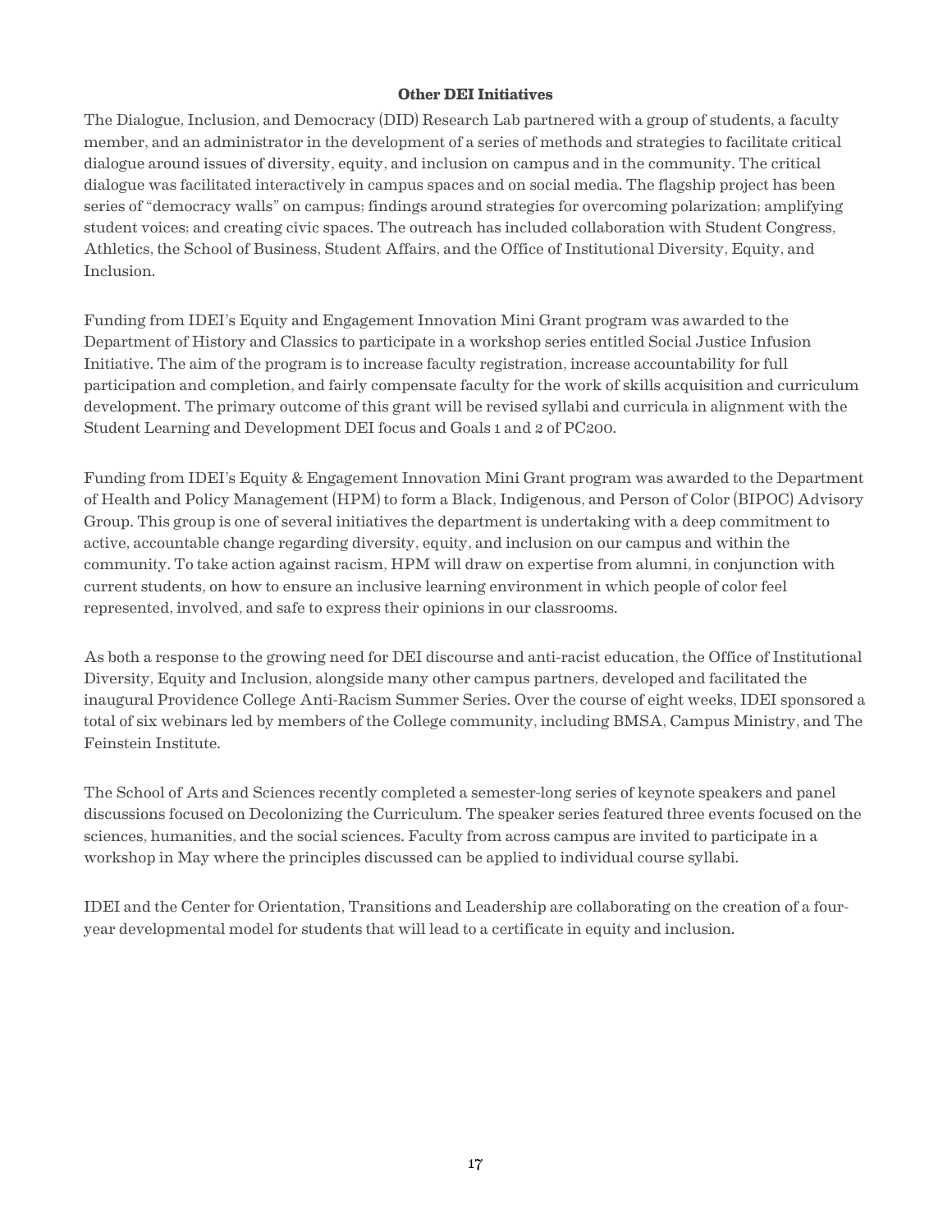## Other DEI Initiatives

The Dialogue, Inclusion, and Democracy (DID) Research Lab partnered with a group of students, a faculty member, and an administrator in the development of a series of methods and strategies to facilitate critical dialogue around issues of diversity, equity, and inclusion on campus and in the community. The critical dialogue was facilitated interactively in campus spaces and on social media. The flagship project has been series of "democracy walls" on campus; findings around strategies for overcoming polarization; amplifying student voices; and creating civic spaces. The outreach has included collaboration with Student Congress, Athletics, the School of Business, Student Affairs, and the Office of Institutional Diversity, Equity, and Inclusion.

Funding from IDEI's Equity and Engagement Innovation Mini Grant program was awarded to the Department of History and Classics to participate in a workshop series entitled Social Justice Infusion Initiative. The aim of the program is to increase faculty registration, increase accountability for full participation and completion, and fairly compensate faculty for the work of skills acquisition and curriculum development. The primary outcome of this grant will be revised syllabi and curricula in alignment with the Student Learning and Development DEI focus and Goals 1 and 2 of PC200.

Funding from IDEI's Equity & Engagement Innovation Mini Grant program was awarded to the Department of Health and Policy Management (HPM) to form a Black, Indigenous, and Person of Color (BIPOC) Advisory Group. This group is one of several initiatives the department is undertaking with a deep commitment to active, accountable change regarding diversity, equity, and inclusion on our campus and within the community. To take action against racism, HPM will draw on expertise from alumni, in conjunction with current students, on how to ensure an inclusive learning environment in which people of color feel represented, involved, and safe to express their opinions in our classrooms.

As both a response to the growing need for DEI discourse and anti-racist education, the Office of Institutional Diversity, Equity and Inclusion, alongside many other campus partners, developed and facilitated the inaugural Providence College Anti-Racism Summer Series. Over the course of eight weeks, IDEI sponsored a total of six webinars led by members of the College community, including BMSA, Campus Ministry, and The Feinstein Institute.

The School of Arts and Sciences recently completed a semester-long series of keynote speakers and panel discussions focused on Decolonizing the Curriculum. The speaker series featured three events focused on the sciences, humanities, and the social sciences. Faculty from across campus are invited to participate in a workshop in May where the principles discussed can be applied to individual course syllabi.

IDEI and the Center for Orientation, Transitions and Leadership are collaborating on the creation of a four-year developmental model for students that will lead to a certificate in equity and inclusion.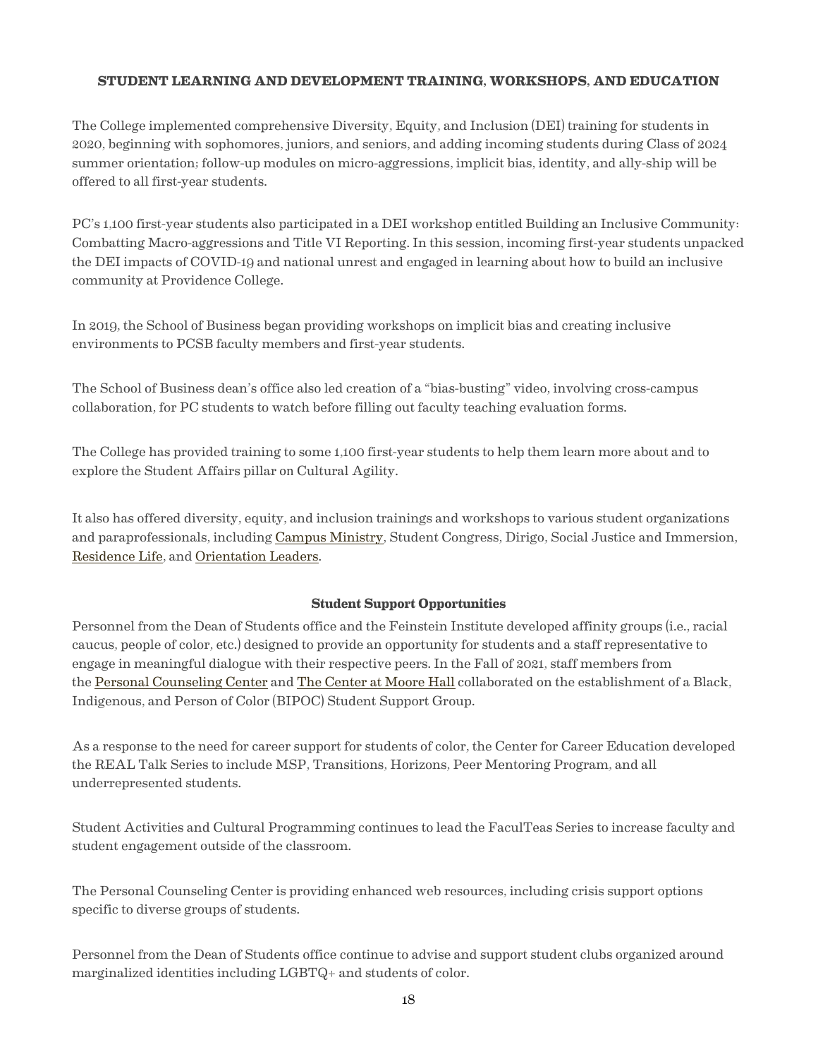## STUDENT LEARNING AND DEVELOPMENT TRAINING, WORKSHOPS, AND EDUCATION

The College implemented comprehensive Diversity, Equity, and Inclusion (DEI) training for students in 2020, beginning with sophomores, juniors, and seniors, and adding incoming students during Class of 2024 summer orientation; follow-up modules on micro-aggressions, implicit bias, identity, and ally-ship will be offered to all first-year students.

PC's 1,100 first-year students also participated in a DEI workshop entitled Building an Inclusive Community: Combatting Macro-aggressions and Title VI Reporting. In this session, incoming first-year students unpacked the DEI impacts of COVID-19 and national unrest and engaged in learning about how to build an inclusive community at Providence College.

In 2019, the School of Business began providing workshops on implicit bias and creating inclusive environments to PCSB faculty members and first-year students.

The School of Business dean's office also led creation of a "bias-busting" video, involving cross-campus collaboration, for PC students to watch before filling out faculty teaching evaluation forms.

The College has provided training to some 1,100 first-year students to help them learn more about and to explore the Student Affairs pillar on Cultural Agility.

It also has offered diversity, equity, and inclusion trainings and workshops to various student organizations and paraprofessionals, including Campus Ministry, Student Congress, Dirigo, Social Justice and Immersion, Residence Life, and Orientation Leaders.

### Student Support Opportunities

Personnel from the Dean of Students office and the Feinstein Institute developed affinity groups (i.e., racial caucus, people of color, etc.) designed to provide an opportunity for students and a staff representative to engage in meaningful dialogue with their respective peers. In the Fall of 2021, staff members from the Personal Counseling Center and The Center at Moore Hall collaborated on the establishment of a Black, Indigenous, and Person of Color (BIPOC) Student Support Group.

As a response to the need for career support for students of color, the Center for Career Education developed the REAL Talk Series to include MSP, Transitions, Horizons, Peer Mentoring Program, and all underrepresented students.

Student Activities and Cultural Programming continues to lead the FaculTeas Series to increase faculty and student engagement outside of the classroom.

The Personal Counseling Center is providing enhanced web resources, including crisis support options specific to diverse groups of students.

Personnel from the Dean of Students office continue to advise and support student clubs organized around marginalized identities including LGBTQ+ and students of color.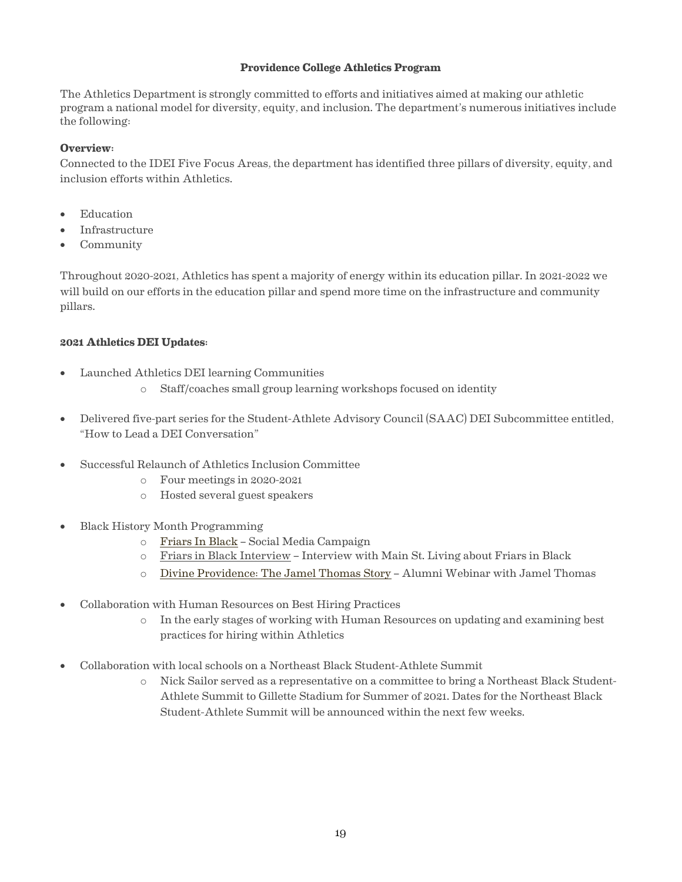**Providence College Athletics Program**

The Athletics Department is strongly committed to efforts and initiatives aimed at making our athletic program a national model for diversity, equity, and inclusion. The department's numerous initiatives include the following:

**Overview**:
Connected to the IDEI Five Focus Areas, the department has identified three pillars of diversity, equity, and inclusion efforts within Athletics.

- Education
- Infrastructure
- Community

Throughout 2020-2021, Athletics has spent a majority of energy within its education pillar. In 2021-2022 we will build on our efforts in the education pillar and spend more time on the infrastructure and community pillars.

**2021 Athletics DEI Updates**:

- Launched Athletics DEI learning Communities
  - Staff/coaches small group learning workshops focused on identity

- Delivered five-part series for the Student-Athlete Advisory Council (SAAC) DEI Subcommittee entitled, "How to Lead a DEI Conversation"

- Successful Relaunch of Athletics Inclusion Committee
  - Four meetings in 2020-2021
  - Hosted several guest speakers

- Black History Month Programming
  - Friars In Black – Social Media Campaign
  - Friars in Black Interview – Interview with Main St. Living about Friars in Black
  - Divine Providence: The Jamel Thomas Story – Alumni Webinar with Jamel Thomas

- Collaboration with Human Resources on Best Hiring Practices
  - In the early stages of working with Human Resources on updating and examining best practices for hiring within Athletics

- Collaboration with local schools on a Northeast Black Student-Athlete Summit
  - Nick Sailor served as a representative on a committee to bring a Northeast Black Student-Athlete Summit to Gillette Stadium for Summer of 2021. Dates for the Northeast Black Student-Athlete Summit will be announced within the next few weeks.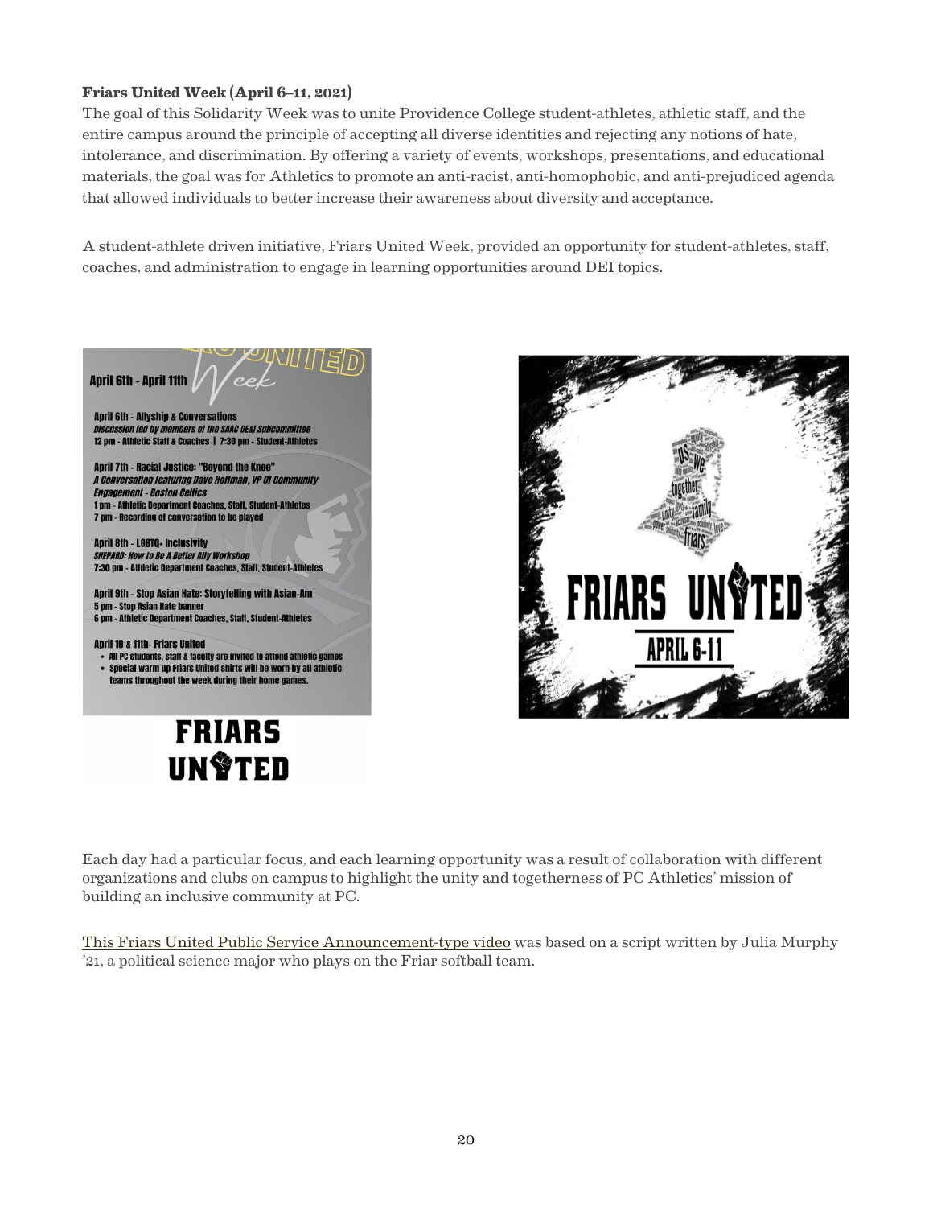**Friars United Week (April 6–11, 2021)**

The goal of this Solidarity Week was to unite Providence College student-athletes, athletic staff, and the entire campus around the principle of accepting all diverse identities and rejecting any notions of hate, intolerance, and discrimination. By offering a variety of events, workshops, presentations, and educational materials, the goal was for Athletics to promote an anti-racist, anti-homophobic, and anti-prejudiced agenda that allowed individuals to better increase their awareness about diversity and acceptance.

A student-athlete driven initiative, Friars United Week, provided an opportunity for student-athletes, staff, coaches, and administration to engage in learning opportunities around DEI topics.

April 6th - April 11th

April 6th - Allyship & Conversations
*Discussion led by members of the SAAC DE&I Subcommittee*
12 pm - Athletic Staff & Coaches | 7:30 pm - Student-Athletes

April 7th - Racial Justice: "Beyond the Knee"
*A Conversation featuring Dave Hoffman, VP of Community Engagement - Boston Celtics*
1 pm - Athletic Department Coaches, Staff, Student-Athletes
7 pm - Recording of conversation to be played

April 8th - LGBTQ+ Inclusivity
*SHEPARD: How to Be A Better Ally Workshop*
7:30 pm - Athletic Department Coaches, Staff, Student-Athletes

April 9th - Stop Asian Hate: Storytelling with Asian-Am
5 pm - Stop Asian Hate banner
6 pm - Athletic Department Coaches, Staff, Student-Athletes

April 10 & 11th- Friars United
- All PC students, staff & faculty are invited to attend athletic games
- Special warm up Friars United shirts will be worn by all athletic teams throughout the week during their home games.

FRIARS UNITED

FRIARS UNITED
APRIL 6-11

Each day had a particular focus, and each learning opportunity was a result of collaboration with different organizations and clubs on campus to highlight the unity and togetherness of PC Athletics' mission of building an inclusive community at PC.

This Friars United Public Service Announcement-type video was based on a script written by Julia Murphy '21, a political science major who plays on the Friar softball team.